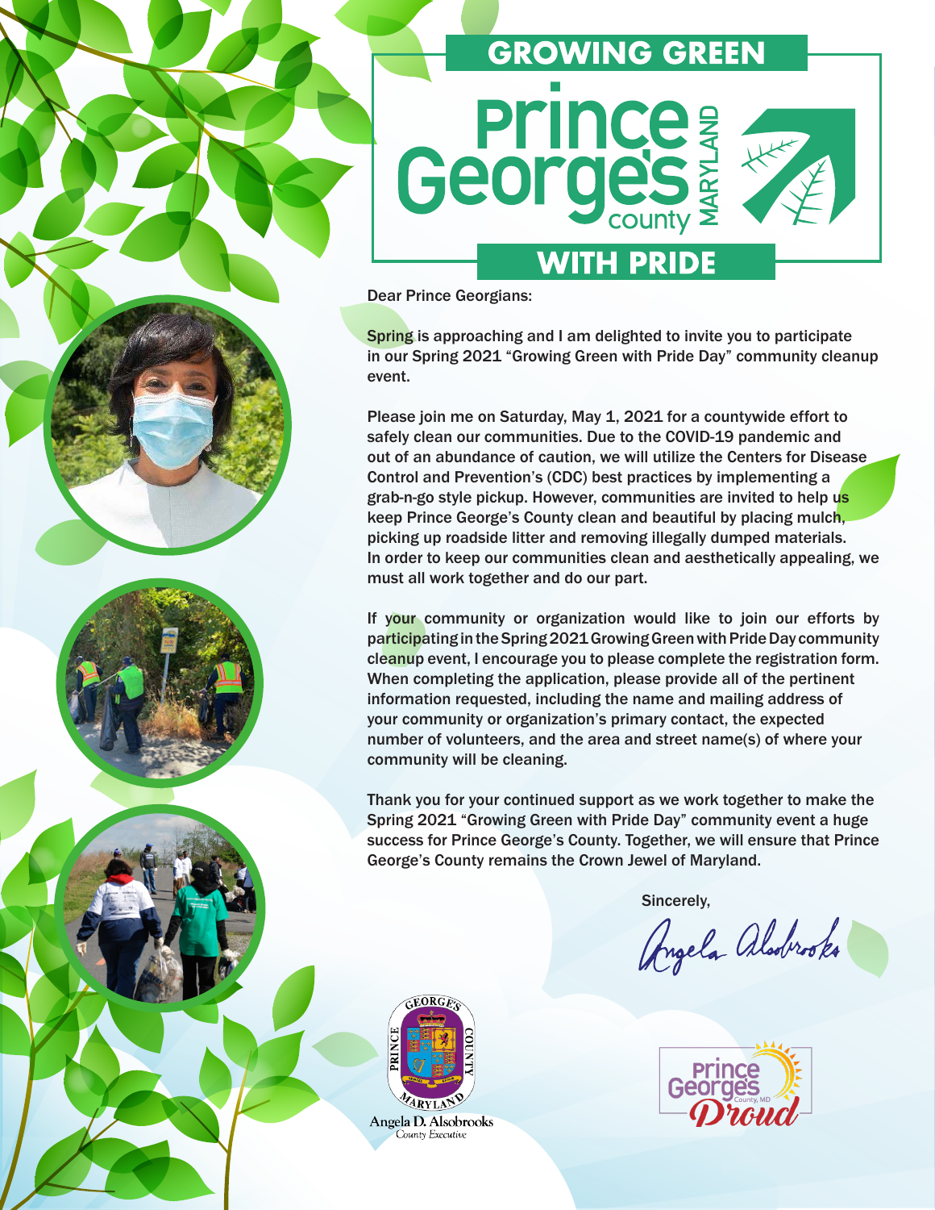# GROWING GREEN Prince George's County MARYLAND WITH PRIDE

Dear Prince Georgians:

Spring is approaching and I am delighted to invite you to participate in our Spring 2021 "Growing Green with Pride Day" community cleanup event.

Please join me on Saturday, May 1, 2021 for a countywide effort to safely clean our communities. Due to the COVID-19 pandemic and out of an abundance of caution, we will utilize the Centers for Disease Control and Prevention's (CDC) best practices by implementing a grab-n-go style pickup. However, communities are invited to help us keep Prince George's County clean and beautiful by placing mulch, picking up roadside litter and removing illegally dumped materials. In order to keep our communities clean and aesthetically appealing, we must all work together and do our part.

If your community or organization would like to join our efforts by participating in the Spring 2021 Growing Green with Pride Day community cleanup event, I encourage you to please complete the registration form. When completing the application, please provide all of the pertinent information requested, including the name and mailing address of your community or organization's primary contact, the expected number of volunteers, and the area and street name(s) of where your community will be cleaning.

Thank you for your continued support as we work together to make the Spring 2021 "Growing Green with Pride Day" community event a huge success for Prince George's County. Together, we will ensure that Prince George's County remains the Crown Jewel of Maryland.

Sincerely,

Angela Alsobrooks

Angela D. Alsobrooks
County Executive

Prince George's County, MD Proud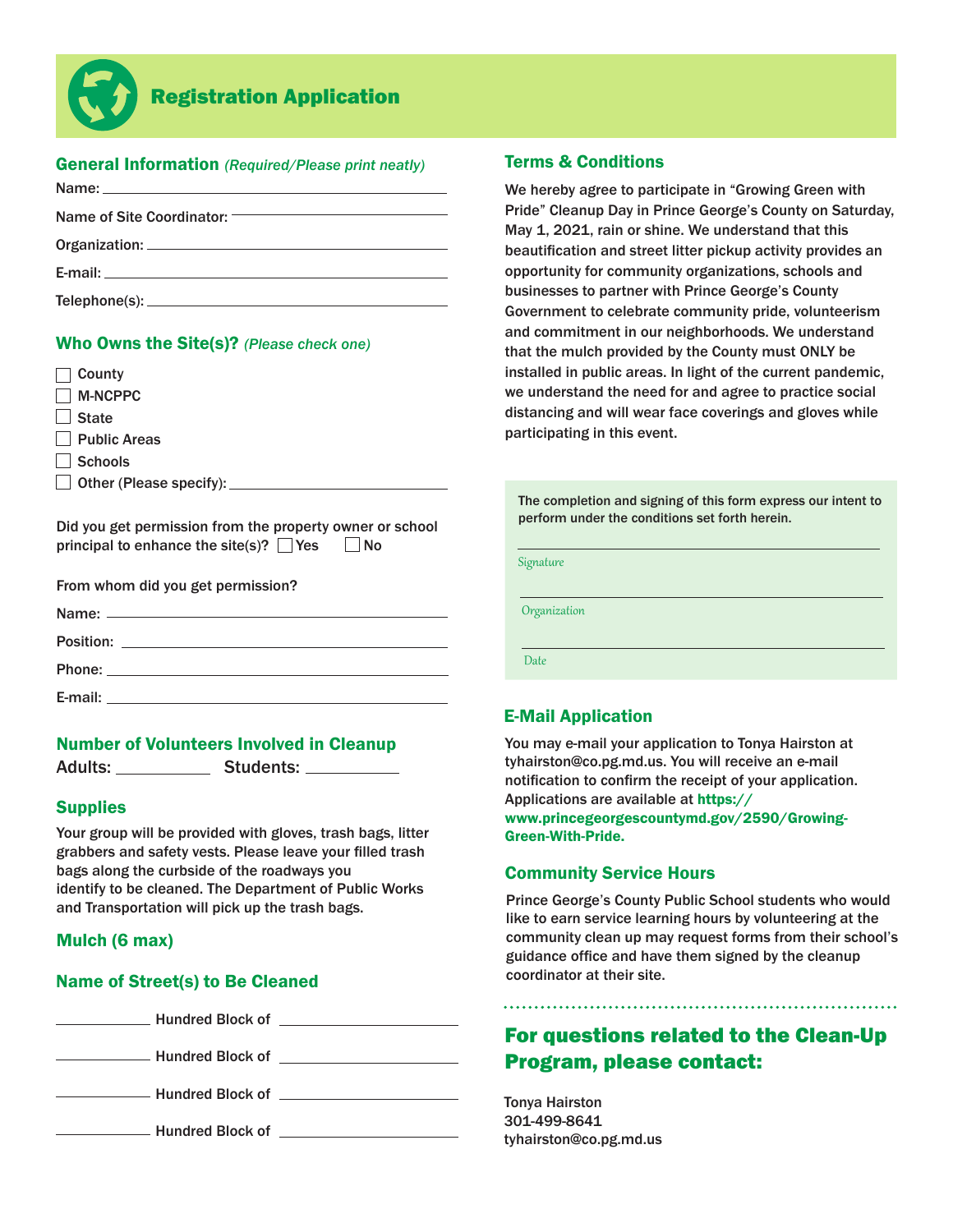# Registration Application

## General Information *(Required/Please print neatly)*

Name: ______________________________

Name of Site Coordinator: ______________________________

Organization: ______________________________

E-mail: ______________________________

Telephone(s): ______________________________

## Who Owns the Site(s)? *(Please check one)*

- ☐ County
- ☐ M-NCPPC
- ☐ State
- ☐ Public Areas
- ☐ Schools
- ☐ Other (Please specify): ______________________________

Did you get permission from the property owner or school principal to enhance the site(s)? ☐ Yes ☐ No

From whom did you get permission?

Name: ______________________________

Position: ______________________________

Phone: ______________________________

E-mail: ______________________________

## Number of Volunteers Involved in Cleanup

Adults: __________ Students: __________

## Supplies

Your group will be provided with gloves, trash bags, litter grabbers and safety vests. Please leave your filled trash bags along the curbside of the roadways you identify to be cleaned. The Department of Public Works and Transportation will pick up the trash bags.

## Mulch (6 max)

## Name of Street(s) to Be Cleaned

__________ Hundred Block of ______________________

__________ Hundred Block of ______________________

__________ Hundred Block of ______________________

__________ Hundred Block of ______________________

## Terms & Conditions

We hereby agree to participate in "Growing Green with Pride" Cleanup Day in Prince George's County on Saturday, May 1, 2021, rain or shine. We understand that this beautification and street litter pickup activity provides an opportunity for community organizations, schools and businesses to partner with Prince George's County Government to celebrate community pride, volunteerism and commitment in our neighborhoods. We understand that the mulch provided by the County must ONLY be installed in public areas. In light of the current pandemic, we understand the need for and agree to practice social distancing and will wear face coverings and gloves while participating in this event.

The completion and signing of this form express our intent to perform under the conditions set forth herein.

______________________________
*Signature*

______________________________
*Organization*

______________________________
*Date*

## E-Mail Application

You may e-mail your application to Tonya Hairston at tyhairston@co.pg.md.us. You will receive an e-mail notification to confirm the receipt of your application. Applications are available at **https://www.princegeorgescountymd.gov/2590/Growing-Green-With-Pride.**

## Community Service Hours

Prince George's County Public School students who would like to earn service learning hours by volunteering at the community clean up may request forms from their school's guidance office and have them signed by the cleanup coordinator at their site.

## For questions related to the Clean-Up Program, please contact:

Tonya Hairston
301-499-8641
tyhairston@co.pg.md.us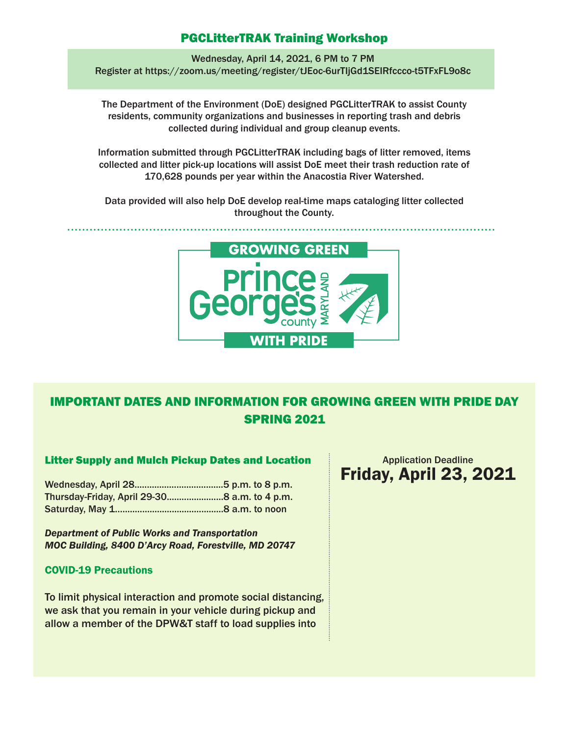## PGCLitterTRAK Training Workshop

Wednesday, April 14, 2021, 6 PM to 7 PM
Register at https://zoom.us/meeting/register/tJEoc-6urTljGd1SElRfccco-t5TFxFL9o8c

The Department of the Environment (DoE) designed PGCLitterTRAK to assist County residents, community organizations and businesses in reporting trash and debris collected during individual and group cleanup events.

Information submitted through PGCLitterTRAK including bags of litter removed, items collected and litter pick-up locations will assist DoE meet their trash reduction rate of 170,628 pounds per year within the Anacostia River Watershed.

Data provided will also help DoE develop real-time maps cataloging litter collected throughout the County.

GROWING GREEN
Prince George's county MARYLAND
WITH PRIDE

## IMPORTANT DATES AND INFORMATION FOR GROWING GREEN WITH PRIDE DAY SPRING 2021

### Litter Supply and Mulch Pickup Dates and Location

Wednesday, April 28....................................5 p.m. to 8 p.m.
Thursday-Friday, April 29-30.......................8 a.m. to 4 p.m.
Saturday, May 1............................................8 a.m. to noon

*Department of Public Works and Transportation*
*MOC Building, 8400 D'Arcy Road, Forestville, MD 20747*

### COVID-19 Precautions

To limit physical interaction and promote social distancing, we ask that you remain in your vehicle during pickup and allow a member of the DPW&T staff to load supplies into

Application Deadline
**Friday, April 23, 2021**